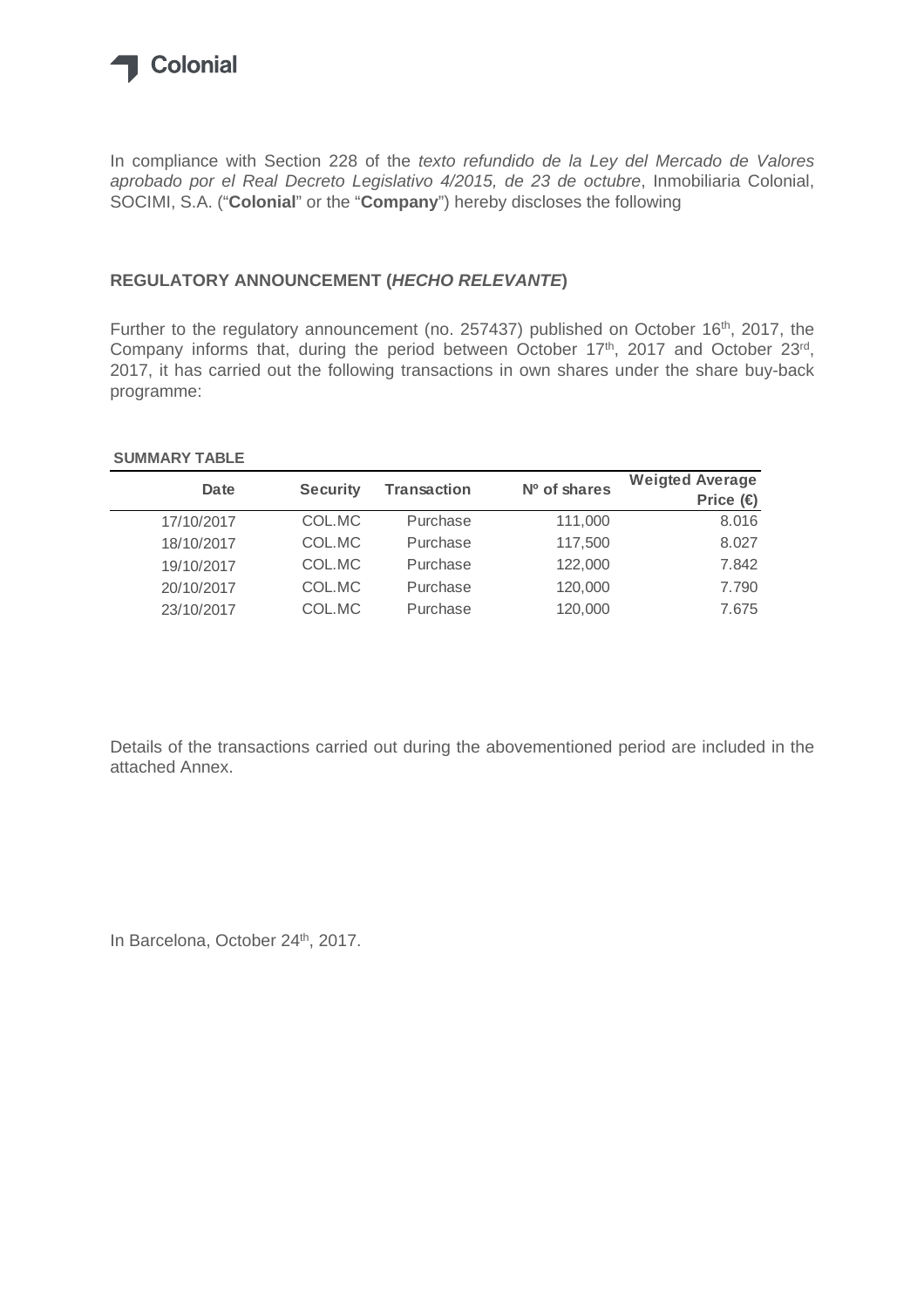Colonial

In compliance with Section 228 of the *texto refundido de la Ley del Mercado de Valores aprobado por el Real Decreto Legislativo 4/2015, de 23 de octubre*, Inmobiliaria Colonial, SOCIMI, S.A. ("**Colonial**" or the "**Company**") hereby discloses the following

## REGULATORY ANNOUNCEMENT (*HECHO RELEVANTE*)

Further to the regulatory announcement (no. 257437) published on October 16th, 2017, the Company informs that, during the period between October 17th, 2017 and October 23rd, 2017, it has carried out the following transactions in own shares under the share buy-back programme:

**SUMMARY TABLE**

| Date | Security | Transaction | Nº of shares | Weigted Average Price (€) |
|---|---|---|---|---|
| 17/10/2017 | COL.MC | Purchase | 111,000 | 8.016 |
| 18/10/2017 | COL.MC | Purchase | 117,500 | 8.027 |
| 19/10/2017 | COL.MC | Purchase | 122,000 | 7.842 |
| 20/10/2017 | COL.MC | Purchase | 120,000 | 7.790 |
| 23/10/2017 | COL.MC | Purchase | 120,000 | 7.675 |

Details of the transactions carried out during the abovementioned period are included in the attached Annex.

In Barcelona, October 24th, 2017.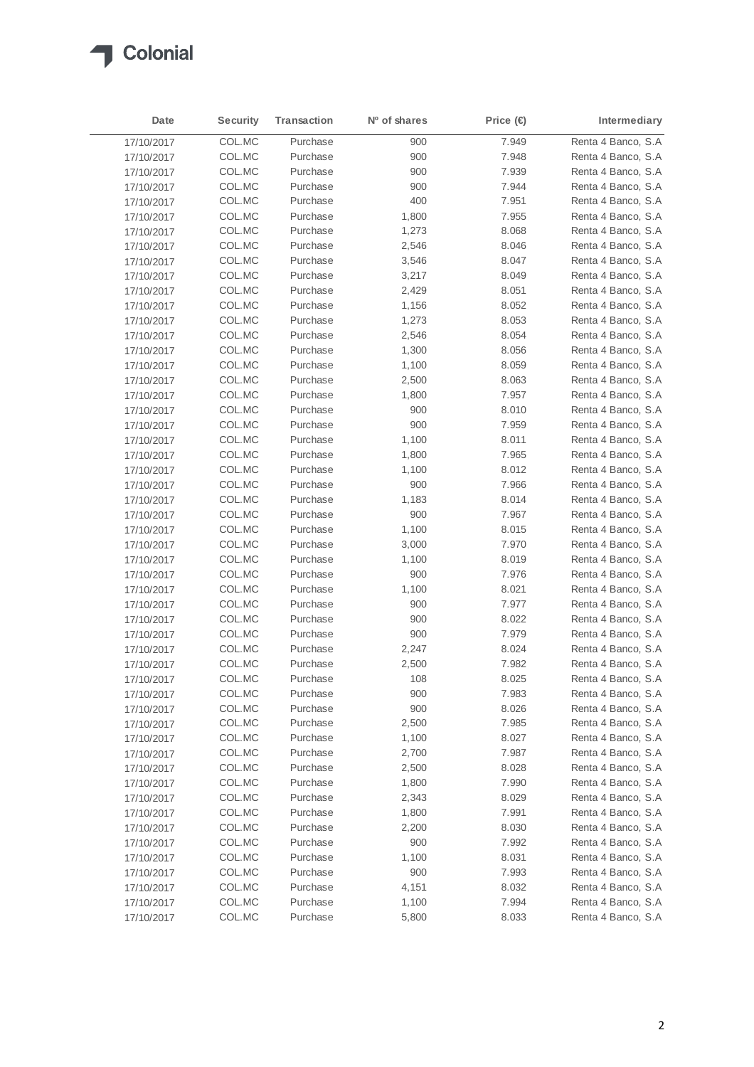| Date | Security | Transaction | Nº of shares | Price (€) | Intermediary |
|---|---|---|---|---|---|
| 17/10/2017 | COL.MC | Purchase | 900 | 7.949 | Renta 4 Banco, S.A |
| 17/10/2017 | COL.MC | Purchase | 900 | 7.948 | Renta 4 Banco, S.A |
| 17/10/2017 | COL.MC | Purchase | 900 | 7.939 | Renta 4 Banco, S.A |
| 17/10/2017 | COL.MC | Purchase | 900 | 7.944 | Renta 4 Banco, S.A |
| 17/10/2017 | COL.MC | Purchase | 400 | 7.951 | Renta 4 Banco, S.A |
| 17/10/2017 | COL.MC | Purchase | 1,800 | 7.955 | Renta 4 Banco, S.A |
| 17/10/2017 | COL.MC | Purchase | 1,273 | 8.068 | Renta 4 Banco, S.A |
| 17/10/2017 | COL.MC | Purchase | 2,546 | 8.046 | Renta 4 Banco, S.A |
| 17/10/2017 | COL.MC | Purchase | 3,546 | 8.047 | Renta 4 Banco, S.A |
| 17/10/2017 | COL.MC | Purchase | 3,217 | 8.049 | Renta 4 Banco, S.A |
| 17/10/2017 | COL.MC | Purchase | 2,429 | 8.051 | Renta 4 Banco, S.A |
| 17/10/2017 | COL.MC | Purchase | 1,156 | 8.052 | Renta 4 Banco, S.A |
| 17/10/2017 | COL.MC | Purchase | 1,273 | 8.053 | Renta 4 Banco, S.A |
| 17/10/2017 | COL.MC | Purchase | 2,546 | 8.054 | Renta 4 Banco, S.A |
| 17/10/2017 | COL.MC | Purchase | 1,300 | 8.056 | Renta 4 Banco, S.A |
| 17/10/2017 | COL.MC | Purchase | 1,100 | 8.059 | Renta 4 Banco, S.A |
| 17/10/2017 | COL.MC | Purchase | 2,500 | 8.063 | Renta 4 Banco, S.A |
| 17/10/2017 | COL.MC | Purchase | 1,800 | 7.957 | Renta 4 Banco, S.A |
| 17/10/2017 | COL.MC | Purchase | 900 | 8.010 | Renta 4 Banco, S.A |
| 17/10/2017 | COL.MC | Purchase | 900 | 7.959 | Renta 4 Banco, S.A |
| 17/10/2017 | COL.MC | Purchase | 1,100 | 8.011 | Renta 4 Banco, S.A |
| 17/10/2017 | COL.MC | Purchase | 1,800 | 7.965 | Renta 4 Banco, S.A |
| 17/10/2017 | COL.MC | Purchase | 1,100 | 8.012 | Renta 4 Banco, S.A |
| 17/10/2017 | COL.MC | Purchase | 900 | 7.966 | Renta 4 Banco, S.A |
| 17/10/2017 | COL.MC | Purchase | 1,183 | 8.014 | Renta 4 Banco, S.A |
| 17/10/2017 | COL.MC | Purchase | 900 | 7.967 | Renta 4 Banco, S.A |
| 17/10/2017 | COL.MC | Purchase | 1,100 | 8.015 | Renta 4 Banco, S.A |
| 17/10/2017 | COL.MC | Purchase | 3,000 | 7.970 | Renta 4 Banco, S.A |
| 17/10/2017 | COL.MC | Purchase | 1,100 | 8.019 | Renta 4 Banco, S.A |
| 17/10/2017 | COL.MC | Purchase | 900 | 7.976 | Renta 4 Banco, S.A |
| 17/10/2017 | COL.MC | Purchase | 1,100 | 8.021 | Renta 4 Banco, S.A |
| 17/10/2017 | COL.MC | Purchase | 900 | 7.977 | Renta 4 Banco, S.A |
| 17/10/2017 | COL.MC | Purchase | 900 | 8.022 | Renta 4 Banco, S.A |
| 17/10/2017 | COL.MC | Purchase | 900 | 7.979 | Renta 4 Banco, S.A |
| 17/10/2017 | COL.MC | Purchase | 2,247 | 8.024 | Renta 4 Banco, S.A |
| 17/10/2017 | COL.MC | Purchase | 2,500 | 7.982 | Renta 4 Banco, S.A |
| 17/10/2017 | COL.MC | Purchase | 108 | 8.025 | Renta 4 Banco, S.A |
| 17/10/2017 | COL.MC | Purchase | 900 | 7.983 | Renta 4 Banco, S.A |
| 17/10/2017 | COL.MC | Purchase | 900 | 8.026 | Renta 4 Banco, S.A |
| 17/10/2017 | COL.MC | Purchase | 2,500 | 7.985 | Renta 4 Banco, S.A |
| 17/10/2017 | COL.MC | Purchase | 1,100 | 8.027 | Renta 4 Banco, S.A |
| 17/10/2017 | COL.MC | Purchase | 2,700 | 7.987 | Renta 4 Banco, S.A |
| 17/10/2017 | COL.MC | Purchase | 2,500 | 8.028 | Renta 4 Banco, S.A |
| 17/10/2017 | COL.MC | Purchase | 1,800 | 7.990 | Renta 4 Banco, S.A |
| 17/10/2017 | COL.MC | Purchase | 2,343 | 8.029 | Renta 4 Banco, S.A |
| 17/10/2017 | COL.MC | Purchase | 1,800 | 7.991 | Renta 4 Banco, S.A |
| 17/10/2017 | COL.MC | Purchase | 2,200 | 8.030 | Renta 4 Banco, S.A |
| 17/10/2017 | COL.MC | Purchase | 900 | 7.992 | Renta 4 Banco, S.A |
| 17/10/2017 | COL.MC | Purchase | 1,100 | 8.031 | Renta 4 Banco, S.A |
| 17/10/2017 | COL.MC | Purchase | 900 | 7.993 | Renta 4 Banco, S.A |
| 17/10/2017 | COL.MC | Purchase | 4,151 | 8.032 | Renta 4 Banco, S.A |
| 17/10/2017 | COL.MC | Purchase | 1,100 | 7.994 | Renta 4 Banco, S.A |
| 17/10/2017 | COL.MC | Purchase | 5,800 | 8.033 | Renta 4 Banco, S.A |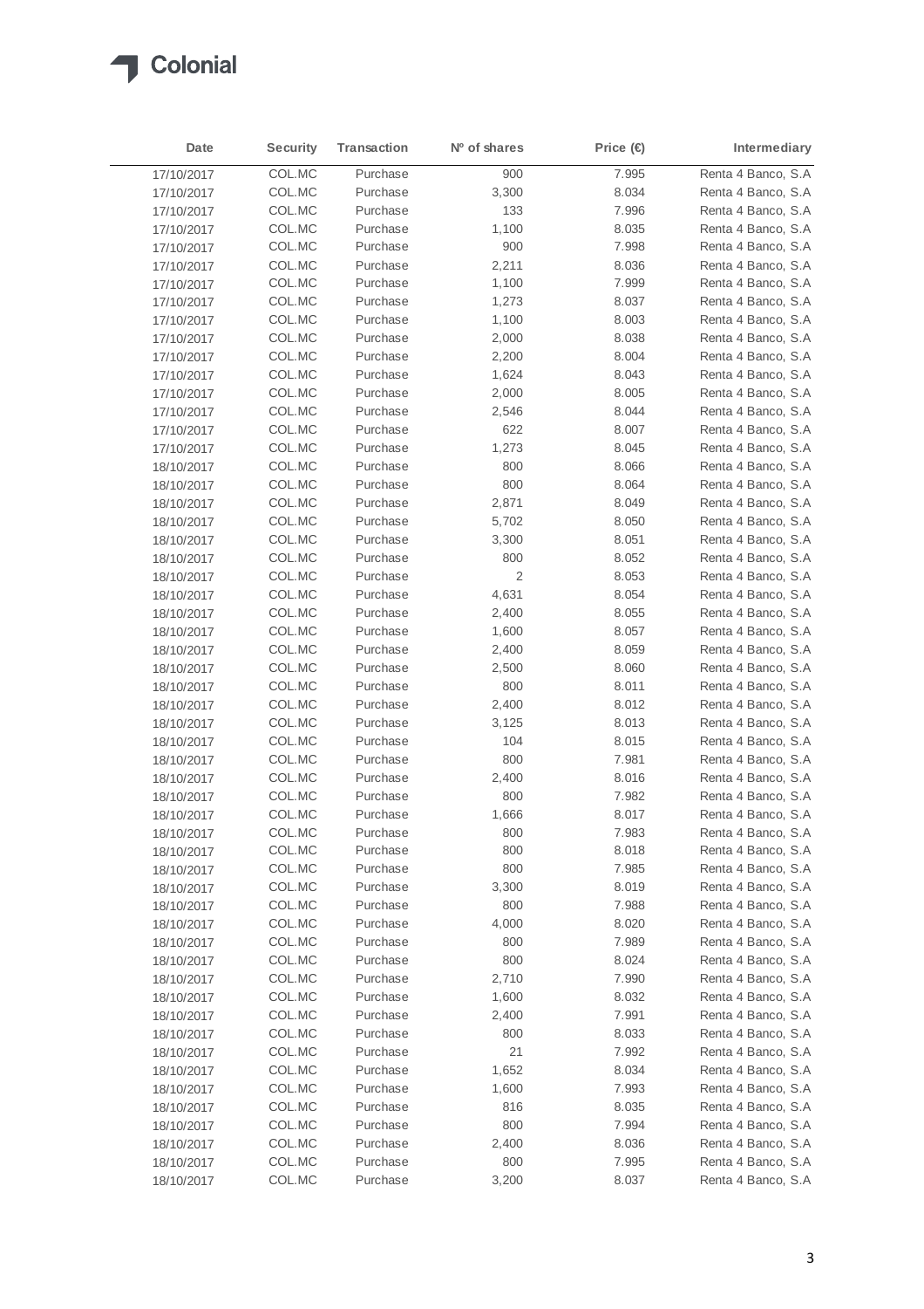| Date | Security | Transaction | Nº of shares | Price (€) | Intermediary |
|---|---|---|---|---|---|
| 17/10/2017 | COL.MC | Purchase | 900 | 7.995 | Renta 4 Banco, S.A |
| 17/10/2017 | COL.MC | Purchase | 3,300 | 8.034 | Renta 4 Banco, S.A |
| 17/10/2017 | COL.MC | Purchase | 133 | 7.996 | Renta 4 Banco, S.A |
| 17/10/2017 | COL.MC | Purchase | 1,100 | 8.035 | Renta 4 Banco, S.A |
| 17/10/2017 | COL.MC | Purchase | 900 | 7.998 | Renta 4 Banco, S.A |
| 17/10/2017 | COL.MC | Purchase | 2,211 | 8.036 | Renta 4 Banco, S.A |
| 17/10/2017 | COL.MC | Purchase | 1,100 | 7.999 | Renta 4 Banco, S.A |
| 17/10/2017 | COL.MC | Purchase | 1,273 | 8.037 | Renta 4 Banco, S.A |
| 17/10/2017 | COL.MC | Purchase | 1,100 | 8.003 | Renta 4 Banco, S.A |
| 17/10/2017 | COL.MC | Purchase | 2,000 | 8.038 | Renta 4 Banco, S.A |
| 17/10/2017 | COL.MC | Purchase | 2,200 | 8.004 | Renta 4 Banco, S.A |
| 17/10/2017 | COL.MC | Purchase | 1,624 | 8.043 | Renta 4 Banco, S.A |
| 17/10/2017 | COL.MC | Purchase | 2,000 | 8.005 | Renta 4 Banco, S.A |
| 17/10/2017 | COL.MC | Purchase | 2,546 | 8.044 | Renta 4 Banco, S.A |
| 17/10/2017 | COL.MC | Purchase | 622 | 8.007 | Renta 4 Banco, S.A |
| 17/10/2017 | COL.MC | Purchase | 1,273 | 8.045 | Renta 4 Banco, S.A |
| 18/10/2017 | COL.MC | Purchase | 800 | 8.066 | Renta 4 Banco, S.A |
| 18/10/2017 | COL.MC | Purchase | 800 | 8.064 | Renta 4 Banco, S.A |
| 18/10/2017 | COL.MC | Purchase | 2,871 | 8.049 | Renta 4 Banco, S.A |
| 18/10/2017 | COL.MC | Purchase | 5,702 | 8.050 | Renta 4 Banco, S.A |
| 18/10/2017 | COL.MC | Purchase | 3,300 | 8.051 | Renta 4 Banco, S.A |
| 18/10/2017 | COL.MC | Purchase | 800 | 8.052 | Renta 4 Banco, S.A |
| 18/10/2017 | COL.MC | Purchase | 2 | 8.053 | Renta 4 Banco, S.A |
| 18/10/2017 | COL.MC | Purchase | 4,631 | 8.054 | Renta 4 Banco, S.A |
| 18/10/2017 | COL.MC | Purchase | 2,400 | 8.055 | Renta 4 Banco, S.A |
| 18/10/2017 | COL.MC | Purchase | 1,600 | 8.057 | Renta 4 Banco, S.A |
| 18/10/2017 | COL.MC | Purchase | 2,400 | 8.059 | Renta 4 Banco, S.A |
| 18/10/2017 | COL.MC | Purchase | 2,500 | 8.060 | Renta 4 Banco, S.A |
| 18/10/2017 | COL.MC | Purchase | 800 | 8.011 | Renta 4 Banco, S.A |
| 18/10/2017 | COL.MC | Purchase | 2,400 | 8.012 | Renta 4 Banco, S.A |
| 18/10/2017 | COL.MC | Purchase | 3,125 | 8.013 | Renta 4 Banco, S.A |
| 18/10/2017 | COL.MC | Purchase | 104 | 8.015 | Renta 4 Banco, S.A |
| 18/10/2017 | COL.MC | Purchase | 800 | 7.981 | Renta 4 Banco, S.A |
| 18/10/2017 | COL.MC | Purchase | 2,400 | 8.016 | Renta 4 Banco, S.A |
| 18/10/2017 | COL.MC | Purchase | 800 | 7.982 | Renta 4 Banco, S.A |
| 18/10/2017 | COL.MC | Purchase | 1,666 | 8.017 | Renta 4 Banco, S.A |
| 18/10/2017 | COL.MC | Purchase | 800 | 7.983 | Renta 4 Banco, S.A |
| 18/10/2017 | COL.MC | Purchase | 800 | 8.018 | Renta 4 Banco, S.A |
| 18/10/2017 | COL.MC | Purchase | 800 | 7.985 | Renta 4 Banco, S.A |
| 18/10/2017 | COL.MC | Purchase | 3,300 | 8.019 | Renta 4 Banco, S.A |
| 18/10/2017 | COL.MC | Purchase | 800 | 7.988 | Renta 4 Banco, S.A |
| 18/10/2017 | COL.MC | Purchase | 4,000 | 8.020 | Renta 4 Banco, S.A |
| 18/10/2017 | COL.MC | Purchase | 800 | 7.989 | Renta 4 Banco, S.A |
| 18/10/2017 | COL.MC | Purchase | 800 | 8.024 | Renta 4 Banco, S.A |
| 18/10/2017 | COL.MC | Purchase | 2,710 | 7.990 | Renta 4 Banco, S.A |
| 18/10/2017 | COL.MC | Purchase | 1,600 | 8.032 | Renta 4 Banco, S.A |
| 18/10/2017 | COL.MC | Purchase | 2,400 | 7.991 | Renta 4 Banco, S.A |
| 18/10/2017 | COL.MC | Purchase | 800 | 8.033 | Renta 4 Banco, S.A |
| 18/10/2017 | COL.MC | Purchase | 21 | 7.992 | Renta 4 Banco, S.A |
| 18/10/2017 | COL.MC | Purchase | 1,652 | 8.034 | Renta 4 Banco, S.A |
| 18/10/2017 | COL.MC | Purchase | 1,600 | 7.993 | Renta 4 Banco, S.A |
| 18/10/2017 | COL.MC | Purchase | 816 | 8.035 | Renta 4 Banco, S.A |
| 18/10/2017 | COL.MC | Purchase | 800 | 7.994 | Renta 4 Banco, S.A |
| 18/10/2017 | COL.MC | Purchase | 2,400 | 8.036 | Renta 4 Banco, S.A |
| 18/10/2017 | COL.MC | Purchase | 800 | 7.995 | Renta 4 Banco, S.A |
| 18/10/2017 | COL.MC | Purchase | 3,200 | 8.037 | Renta 4 Banco, S.A |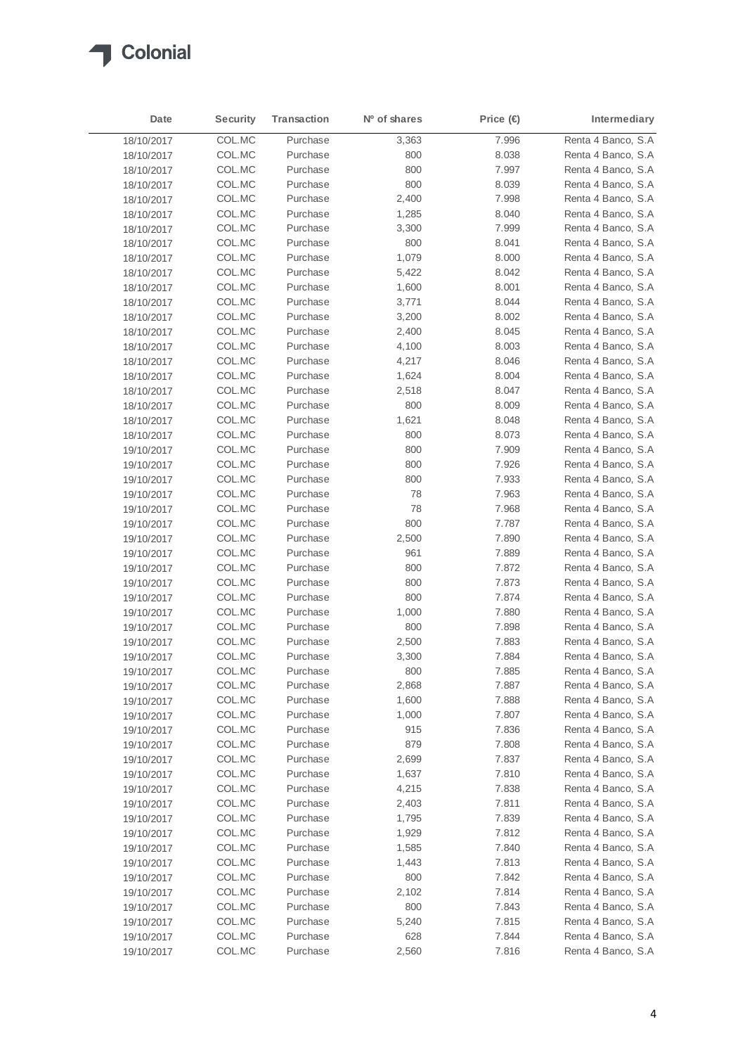| Date | Security | Transaction | Nº of shares | Price (€) | Intermediary |
|---|---|---|---|---|---|
| 18/10/2017 | COL.MC | Purchase | 3,363 | 7.996 | Renta 4 Banco, S.A |
| 18/10/2017 | COL.MC | Purchase | 800 | 8.038 | Renta 4 Banco, S.A |
| 18/10/2017 | COL.MC | Purchase | 800 | 7.997 | Renta 4 Banco, S.A |
| 18/10/2017 | COL.MC | Purchase | 800 | 8.039 | Renta 4 Banco, S.A |
| 18/10/2017 | COL.MC | Purchase | 2,400 | 7.998 | Renta 4 Banco, S.A |
| 18/10/2017 | COL.MC | Purchase | 1,285 | 8.040 | Renta 4 Banco, S.A |
| 18/10/2017 | COL.MC | Purchase | 3,300 | 7.999 | Renta 4 Banco, S.A |
| 18/10/2017 | COL.MC | Purchase | 800 | 8.041 | Renta 4 Banco, S.A |
| 18/10/2017 | COL.MC | Purchase | 1,079 | 8.000 | Renta 4 Banco, S.A |
| 18/10/2017 | COL.MC | Purchase | 5,422 | 8.042 | Renta 4 Banco, S.A |
| 18/10/2017 | COL.MC | Purchase | 1,600 | 8.001 | Renta 4 Banco, S.A |
| 18/10/2017 | COL.MC | Purchase | 3,771 | 8.044 | Renta 4 Banco, S.A |
| 18/10/2017 | COL.MC | Purchase | 3,200 | 8.002 | Renta 4 Banco, S.A |
| 18/10/2017 | COL.MC | Purchase | 2,400 | 8.045 | Renta 4 Banco, S.A |
| 18/10/2017 | COL.MC | Purchase | 4,100 | 8.003 | Renta 4 Banco, S.A |
| 18/10/2017 | COL.MC | Purchase | 4,217 | 8.046 | Renta 4 Banco, S.A |
| 18/10/2017 | COL.MC | Purchase | 1,624 | 8.004 | Renta 4 Banco, S.A |
| 18/10/2017 | COL.MC | Purchase | 2,518 | 8.047 | Renta 4 Banco, S.A |
| 18/10/2017 | COL.MC | Purchase | 800 | 8.009 | Renta 4 Banco, S.A |
| 18/10/2017 | COL.MC | Purchase | 1,621 | 8.048 | Renta 4 Banco, S.A |
| 18/10/2017 | COL.MC | Purchase | 800 | 8.073 | Renta 4 Banco, S.A |
| 19/10/2017 | COL.MC | Purchase | 800 | 7.909 | Renta 4 Banco, S.A |
| 19/10/2017 | COL.MC | Purchase | 800 | 7.926 | Renta 4 Banco, S.A |
| 19/10/2017 | COL.MC | Purchase | 800 | 7.933 | Renta 4 Banco, S.A |
| 19/10/2017 | COL.MC | Purchase | 78 | 7.963 | Renta 4 Banco, S.A |
| 19/10/2017 | COL.MC | Purchase | 78 | 7.968 | Renta 4 Banco, S.A |
| 19/10/2017 | COL.MC | Purchase | 800 | 7.787 | Renta 4 Banco, S.A |
| 19/10/2017 | COL.MC | Purchase | 2,500 | 7.890 | Renta 4 Banco, S.A |
| 19/10/2017 | COL.MC | Purchase | 961 | 7.889 | Renta 4 Banco, S.A |
| 19/10/2017 | COL.MC | Purchase | 800 | 7.872 | Renta 4 Banco, S.A |
| 19/10/2017 | COL.MC | Purchase | 800 | 7.873 | Renta 4 Banco, S.A |
| 19/10/2017 | COL.MC | Purchase | 800 | 7.874 | Renta 4 Banco, S.A |
| 19/10/2017 | COL.MC | Purchase | 1,000 | 7.880 | Renta 4 Banco, S.A |
| 19/10/2017 | COL.MC | Purchase | 800 | 7.898 | Renta 4 Banco, S.A |
| 19/10/2017 | COL.MC | Purchase | 2,500 | 7.883 | Renta 4 Banco, S.A |
| 19/10/2017 | COL.MC | Purchase | 3,300 | 7.884 | Renta 4 Banco, S.A |
| 19/10/2017 | COL.MC | Purchase | 800 | 7.885 | Renta 4 Banco, S.A |
| 19/10/2017 | COL.MC | Purchase | 2,868 | 7.887 | Renta 4 Banco, S.A |
| 19/10/2017 | COL.MC | Purchase | 1,600 | 7.888 | Renta 4 Banco, S.A |
| 19/10/2017 | COL.MC | Purchase | 1,000 | 7.807 | Renta 4 Banco, S.A |
| 19/10/2017 | COL.MC | Purchase | 915 | 7.836 | Renta 4 Banco, S.A |
| 19/10/2017 | COL.MC | Purchase | 879 | 7.808 | Renta 4 Banco, S.A |
| 19/10/2017 | COL.MC | Purchase | 2,699 | 7.837 | Renta 4 Banco, S.A |
| 19/10/2017 | COL.MC | Purchase | 1,637 | 7.810 | Renta 4 Banco, S.A |
| 19/10/2017 | COL.MC | Purchase | 4,215 | 7.838 | Renta 4 Banco, S.A |
| 19/10/2017 | COL.MC | Purchase | 2,403 | 7.811 | Renta 4 Banco, S.A |
| 19/10/2017 | COL.MC | Purchase | 1,795 | 7.839 | Renta 4 Banco, S.A |
| 19/10/2017 | COL.MC | Purchase | 1,929 | 7.812 | Renta 4 Banco, S.A |
| 19/10/2017 | COL.MC | Purchase | 1,585 | 7.840 | Renta 4 Banco, S.A |
| 19/10/2017 | COL.MC | Purchase | 1,443 | 7.813 | Renta 4 Banco, S.A |
| 19/10/2017 | COL.MC | Purchase | 800 | 7.842 | Renta 4 Banco, S.A |
| 19/10/2017 | COL.MC | Purchase | 2,102 | 7.814 | Renta 4 Banco, S.A |
| 19/10/2017 | COL.MC | Purchase | 800 | 7.843 | Renta 4 Banco, S.A |
| 19/10/2017 | COL.MC | Purchase | 5,240 | 7.815 | Renta 4 Banco, S.A |
| 19/10/2017 | COL.MC | Purchase | 628 | 7.844 | Renta 4 Banco, S.A |
| 19/10/2017 | COL.MC | Purchase | 2,560 | 7.816 | Renta 4 Banco, S.A |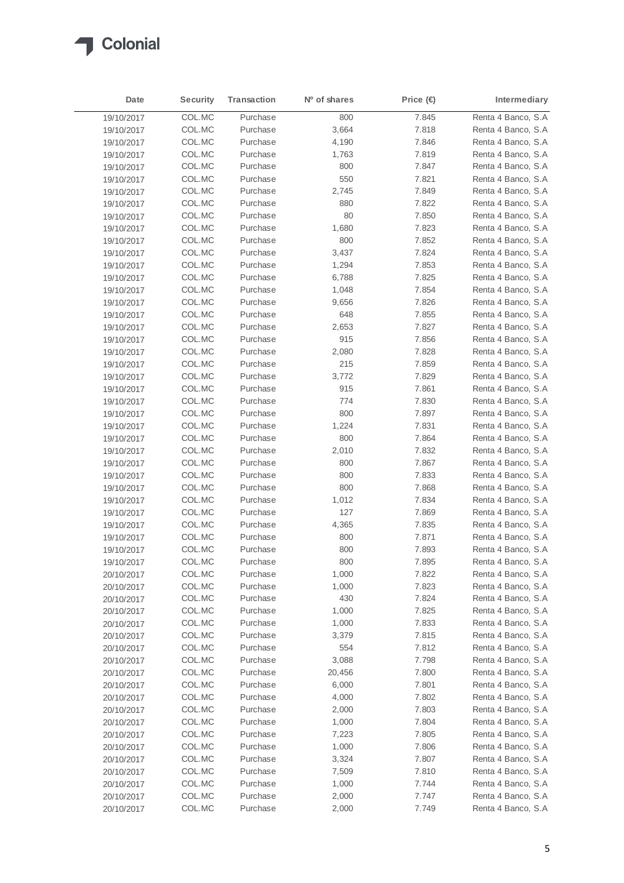| Date | Security | Transaction | Nº of shares | Price (€) | Intermediary |
|---|---|---|---|---|---|
| 19/10/2017 | COL.MC | Purchase | 800 | 7.845 | Renta 4 Banco, S.A |
| 19/10/2017 | COL.MC | Purchase | 3,664 | 7.818 | Renta 4 Banco, S.A |
| 19/10/2017 | COL.MC | Purchase | 4,190 | 7.846 | Renta 4 Banco, S.A |
| 19/10/2017 | COL.MC | Purchase | 1,763 | 7.819 | Renta 4 Banco, S.A |
| 19/10/2017 | COL.MC | Purchase | 800 | 7.847 | Renta 4 Banco, S.A |
| 19/10/2017 | COL.MC | Purchase | 550 | 7.821 | Renta 4 Banco, S.A |
| 19/10/2017 | COL.MC | Purchase | 2,745 | 7.849 | Renta 4 Banco, S.A |
| 19/10/2017 | COL.MC | Purchase | 880 | 7.822 | Renta 4 Banco, S.A |
| 19/10/2017 | COL.MC | Purchase | 80 | 7.850 | Renta 4 Banco, S.A |
| 19/10/2017 | COL.MC | Purchase | 1,680 | 7.823 | Renta 4 Banco, S.A |
| 19/10/2017 | COL.MC | Purchase | 800 | 7.852 | Renta 4 Banco, S.A |
| 19/10/2017 | COL.MC | Purchase | 3,437 | 7.824 | Renta 4 Banco, S.A |
| 19/10/2017 | COL.MC | Purchase | 1,294 | 7.853 | Renta 4 Banco, S.A |
| 19/10/2017 | COL.MC | Purchase | 6,788 | 7.825 | Renta 4 Banco, S.A |
| 19/10/2017 | COL.MC | Purchase | 1,048 | 7.854 | Renta 4 Banco, S.A |
| 19/10/2017 | COL.MC | Purchase | 9,656 | 7.826 | Renta 4 Banco, S.A |
| 19/10/2017 | COL.MC | Purchase | 648 | 7.855 | Renta 4 Banco, S.A |
| 19/10/2017 | COL.MC | Purchase | 2,653 | 7.827 | Renta 4 Banco, S.A |
| 19/10/2017 | COL.MC | Purchase | 915 | 7.856 | Renta 4 Banco, S.A |
| 19/10/2017 | COL.MC | Purchase | 2,080 | 7.828 | Renta 4 Banco, S.A |
| 19/10/2017 | COL.MC | Purchase | 215 | 7.859 | Renta 4 Banco, S.A |
| 19/10/2017 | COL.MC | Purchase | 3,772 | 7.829 | Renta 4 Banco, S.A |
| 19/10/2017 | COL.MC | Purchase | 915 | 7.861 | Renta 4 Banco, S.A |
| 19/10/2017 | COL.MC | Purchase | 774 | 7.830 | Renta 4 Banco, S.A |
| 19/10/2017 | COL.MC | Purchase | 800 | 7.897 | Renta 4 Banco, S.A |
| 19/10/2017 | COL.MC | Purchase | 1,224 | 7.831 | Renta 4 Banco, S.A |
| 19/10/2017 | COL.MC | Purchase | 800 | 7.864 | Renta 4 Banco, S.A |
| 19/10/2017 | COL.MC | Purchase | 2,010 | 7.832 | Renta 4 Banco, S.A |
| 19/10/2017 | COL.MC | Purchase | 800 | 7.867 | Renta 4 Banco, S.A |
| 19/10/2017 | COL.MC | Purchase | 800 | 7.833 | Renta 4 Banco, S.A |
| 19/10/2017 | COL.MC | Purchase | 800 | 7.868 | Renta 4 Banco, S.A |
| 19/10/2017 | COL.MC | Purchase | 1,012 | 7.834 | Renta 4 Banco, S.A |
| 19/10/2017 | COL.MC | Purchase | 127 | 7.869 | Renta 4 Banco, S.A |
| 19/10/2017 | COL.MC | Purchase | 4,365 | 7.835 | Renta 4 Banco, S.A |
| 19/10/2017 | COL.MC | Purchase | 800 | 7.871 | Renta 4 Banco, S.A |
| 19/10/2017 | COL.MC | Purchase | 800 | 7.893 | Renta 4 Banco, S.A |
| 19/10/2017 | COL.MC | Purchase | 800 | 7.895 | Renta 4 Banco, S.A |
| 20/10/2017 | COL.MC | Purchase | 1,000 | 7.822 | Renta 4 Banco, S.A |
| 20/10/2017 | COL.MC | Purchase | 1,000 | 7.823 | Renta 4 Banco, S.A |
| 20/10/2017 | COL.MC | Purchase | 430 | 7.824 | Renta 4 Banco, S.A |
| 20/10/2017 | COL.MC | Purchase | 1,000 | 7.825 | Renta 4 Banco, S.A |
| 20/10/2017 | COL.MC | Purchase | 1,000 | 7.833 | Renta 4 Banco, S.A |
| 20/10/2017 | COL.MC | Purchase | 3,379 | 7.815 | Renta 4 Banco, S.A |
| 20/10/2017 | COL.MC | Purchase | 554 | 7.812 | Renta 4 Banco, S.A |
| 20/10/2017 | COL.MC | Purchase | 3,088 | 7.798 | Renta 4 Banco, S.A |
| 20/10/2017 | COL.MC | Purchase | 20,456 | 7.800 | Renta 4 Banco, S.A |
| 20/10/2017 | COL.MC | Purchase | 6,000 | 7.801 | Renta 4 Banco, S.A |
| 20/10/2017 | COL.MC | Purchase | 4,000 | 7.802 | Renta 4 Banco, S.A |
| 20/10/2017 | COL.MC | Purchase | 2,000 | 7.803 | Renta 4 Banco, S.A |
| 20/10/2017 | COL.MC | Purchase | 1,000 | 7.804 | Renta 4 Banco, S.A |
| 20/10/2017 | COL.MC | Purchase | 7,223 | 7.805 | Renta 4 Banco, S.A |
| 20/10/2017 | COL.MC | Purchase | 1,000 | 7.806 | Renta 4 Banco, S.A |
| 20/10/2017 | COL.MC | Purchase | 3,324 | 7.807 | Renta 4 Banco, S.A |
| 20/10/2017 | COL.MC | Purchase | 7,509 | 7.810 | Renta 4 Banco, S.A |
| 20/10/2017 | COL.MC | Purchase | 1,000 | 7.744 | Renta 4 Banco, S.A |
| 20/10/2017 | COL.MC | Purchase | 2,000 | 7.747 | Renta 4 Banco, S.A |
| 20/10/2017 | COL.MC | Purchase | 2,000 | 7.749 | Renta 4 Banco, S.A |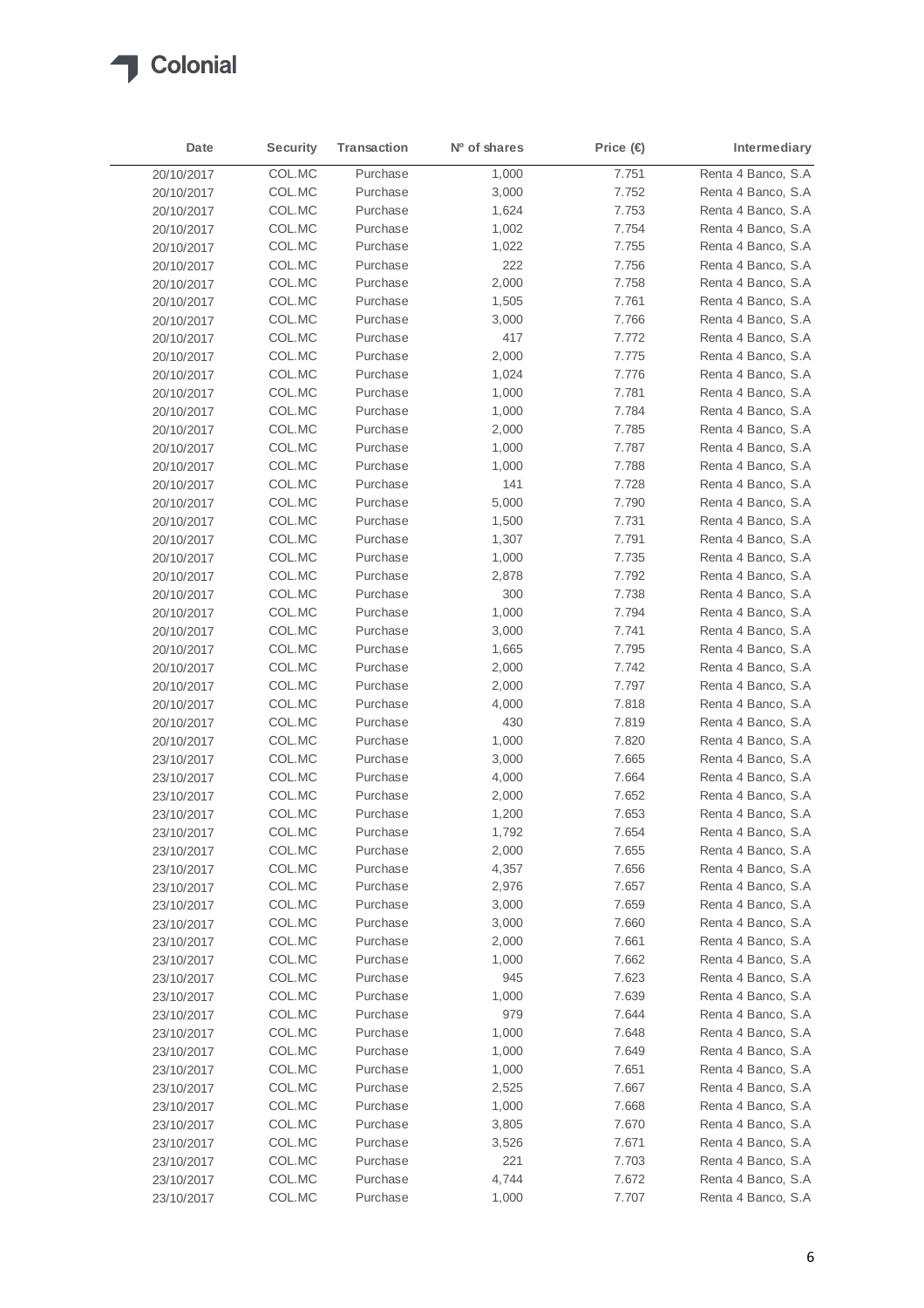| Date | Security | Transaction | Nº of shares | Price (€) | Intermediary |
|---|---|---|---|---|---|
| 20/10/2017 | COL.MC | Purchase | 1,000 | 7.751 | Renta 4 Banco, S.A |
| 20/10/2017 | COL.MC | Purchase | 3,000 | 7.752 | Renta 4 Banco, S.A |
| 20/10/2017 | COL.MC | Purchase | 1,624 | 7.753 | Renta 4 Banco, S.A |
| 20/10/2017 | COL.MC | Purchase | 1,002 | 7.754 | Renta 4 Banco, S.A |
| 20/10/2017 | COL.MC | Purchase | 1,022 | 7.755 | Renta 4 Banco, S.A |
| 20/10/2017 | COL.MC | Purchase | 222 | 7.756 | Renta 4 Banco, S.A |
| 20/10/2017 | COL.MC | Purchase | 2,000 | 7.758 | Renta 4 Banco, S.A |
| 20/10/2017 | COL.MC | Purchase | 1,505 | 7.761 | Renta 4 Banco, S.A |
| 20/10/2017 | COL.MC | Purchase | 3,000 | 7.766 | Renta 4 Banco, S.A |
| 20/10/2017 | COL.MC | Purchase | 417 | 7.772 | Renta 4 Banco, S.A |
| 20/10/2017 | COL.MC | Purchase | 2,000 | 7.775 | Renta 4 Banco, S.A |
| 20/10/2017 | COL.MC | Purchase | 1,024 | 7.776 | Renta 4 Banco, S.A |
| 20/10/2017 | COL.MC | Purchase | 1,000 | 7.781 | Renta 4 Banco, S.A |
| 20/10/2017 | COL.MC | Purchase | 1,000 | 7.784 | Renta 4 Banco, S.A |
| 20/10/2017 | COL.MC | Purchase | 2,000 | 7.785 | Renta 4 Banco, S.A |
| 20/10/2017 | COL.MC | Purchase | 1,000 | 7.787 | Renta 4 Banco, S.A |
| 20/10/2017 | COL.MC | Purchase | 1,000 | 7.788 | Renta 4 Banco, S.A |
| 20/10/2017 | COL.MC | Purchase | 141 | 7.728 | Renta 4 Banco, S.A |
| 20/10/2017 | COL.MC | Purchase | 5,000 | 7.790 | Renta 4 Banco, S.A |
| 20/10/2017 | COL.MC | Purchase | 1,500 | 7.731 | Renta 4 Banco, S.A |
| 20/10/2017 | COL.MC | Purchase | 1,307 | 7.791 | Renta 4 Banco, S.A |
| 20/10/2017 | COL.MC | Purchase | 1,000 | 7.735 | Renta 4 Banco, S.A |
| 20/10/2017 | COL.MC | Purchase | 2,878 | 7.792 | Renta 4 Banco, S.A |
| 20/10/2017 | COL.MC | Purchase | 300 | 7.738 | Renta 4 Banco, S.A |
| 20/10/2017 | COL.MC | Purchase | 1,000 | 7.794 | Renta 4 Banco, S.A |
| 20/10/2017 | COL.MC | Purchase | 3,000 | 7.741 | Renta 4 Banco, S.A |
| 20/10/2017 | COL.MC | Purchase | 1,665 | 7.795 | Renta 4 Banco, S.A |
| 20/10/2017 | COL.MC | Purchase | 2,000 | 7.742 | Renta 4 Banco, S.A |
| 20/10/2017 | COL.MC | Purchase | 2,000 | 7.797 | Renta 4 Banco, S.A |
| 20/10/2017 | COL.MC | Purchase | 4,000 | 7.818 | Renta 4 Banco, S.A |
| 20/10/2017 | COL.MC | Purchase | 430 | 7.819 | Renta 4 Banco, S.A |
| 20/10/2017 | COL.MC | Purchase | 1,000 | 7.820 | Renta 4 Banco, S.A |
| 23/10/2017 | COL.MC | Purchase | 3,000 | 7.665 | Renta 4 Banco, S.A |
| 23/10/2017 | COL.MC | Purchase | 4,000 | 7.664 | Renta 4 Banco, S.A |
| 23/10/2017 | COL.MC | Purchase | 2,000 | 7.652 | Renta 4 Banco, S.A |
| 23/10/2017 | COL.MC | Purchase | 1,200 | 7.653 | Renta 4 Banco, S.A |
| 23/10/2017 | COL.MC | Purchase | 1,792 | 7.654 | Renta 4 Banco, S.A |
| 23/10/2017 | COL.MC | Purchase | 2,000 | 7.655 | Renta 4 Banco, S.A |
| 23/10/2017 | COL.MC | Purchase | 4,357 | 7.656 | Renta 4 Banco, S.A |
| 23/10/2017 | COL.MC | Purchase | 2,976 | 7.657 | Renta 4 Banco, S.A |
| 23/10/2017 | COL.MC | Purchase | 3,000 | 7.659 | Renta 4 Banco, S.A |
| 23/10/2017 | COL.MC | Purchase | 3,000 | 7.660 | Renta 4 Banco, S.A |
| 23/10/2017 | COL.MC | Purchase | 2,000 | 7.661 | Renta 4 Banco, S.A |
| 23/10/2017 | COL.MC | Purchase | 1,000 | 7.662 | Renta 4 Banco, S.A |
| 23/10/2017 | COL.MC | Purchase | 945 | 7.623 | Renta 4 Banco, S.A |
| 23/10/2017 | COL.MC | Purchase | 1,000 | 7.639 | Renta 4 Banco, S.A |
| 23/10/2017 | COL.MC | Purchase | 979 | 7.644 | Renta 4 Banco, S.A |
| 23/10/2017 | COL.MC | Purchase | 1,000 | 7.648 | Renta 4 Banco, S.A |
| 23/10/2017 | COL.MC | Purchase | 1,000 | 7.649 | Renta 4 Banco, S.A |
| 23/10/2017 | COL.MC | Purchase | 1,000 | 7.651 | Renta 4 Banco, S.A |
| 23/10/2017 | COL.MC | Purchase | 2,525 | 7.667 | Renta 4 Banco, S.A |
| 23/10/2017 | COL.MC | Purchase | 1,000 | 7.668 | Renta 4 Banco, S.A |
| 23/10/2017 | COL.MC | Purchase | 3,805 | 7.670 | Renta 4 Banco, S.A |
| 23/10/2017 | COL.MC | Purchase | 3,526 | 7.671 | Renta 4 Banco, S.A |
| 23/10/2017 | COL.MC | Purchase | 221 | 7.703 | Renta 4 Banco, S.A |
| 23/10/2017 | COL.MC | Purchase | 4,744 | 7.672 | Renta 4 Banco, S.A |
| 23/10/2017 | COL.MC | Purchase | 1,000 | 7.707 | Renta 4 Banco, S.A |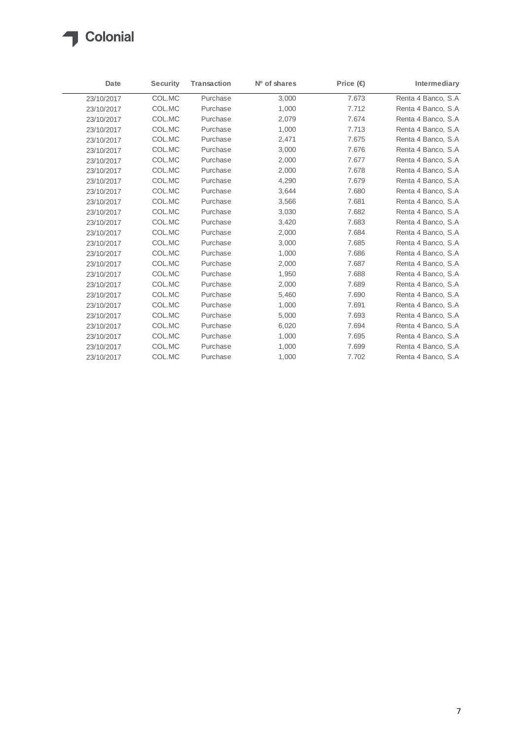| Date | Security | Transaction | Nº of shares | Price (€) | Intermediary |
| --- | --- | --- | --- | --- | --- |
| 23/10/2017 | COL.MC | Purchase | 3,000 | 7.673 | Renta 4 Banco, S.A |
| 23/10/2017 | COL.MC | Purchase | 1,000 | 7.712 | Renta 4 Banco, S.A |
| 23/10/2017 | COL.MC | Purchase | 2,079 | 7.674 | Renta 4 Banco, S.A |
| 23/10/2017 | COL.MC | Purchase | 1,000 | 7.713 | Renta 4 Banco, S.A |
| 23/10/2017 | COL.MC | Purchase | 2,471 | 7.675 | Renta 4 Banco, S.A |
| 23/10/2017 | COL.MC | Purchase | 3,000 | 7.676 | Renta 4 Banco, S.A |
| 23/10/2017 | COL.MC | Purchase | 2,000 | 7.677 | Renta 4 Banco, S.A |
| 23/10/2017 | COL.MC | Purchase | 2,000 | 7.678 | Renta 4 Banco, S.A |
| 23/10/2017 | COL.MC | Purchase | 4,290 | 7.679 | Renta 4 Banco, S.A |
| 23/10/2017 | COL.MC | Purchase | 3,644 | 7.680 | Renta 4 Banco, S.A |
| 23/10/2017 | COL.MC | Purchase | 3,566 | 7.681 | Renta 4 Banco, S.A |
| 23/10/2017 | COL.MC | Purchase | 3,030 | 7.682 | Renta 4 Banco, S.A |
| 23/10/2017 | COL.MC | Purchase | 3,420 | 7.683 | Renta 4 Banco, S.A |
| 23/10/2017 | COL.MC | Purchase | 2,000 | 7.684 | Renta 4 Banco, S.A |
| 23/10/2017 | COL.MC | Purchase | 3,000 | 7.685 | Renta 4 Banco, S.A |
| 23/10/2017 | COL.MC | Purchase | 1,000 | 7.686 | Renta 4 Banco, S.A |
| 23/10/2017 | COL.MC | Purchase | 2,000 | 7.687 | Renta 4 Banco, S.A |
| 23/10/2017 | COL.MC | Purchase | 1,950 | 7.688 | Renta 4 Banco, S.A |
| 23/10/2017 | COL.MC | Purchase | 2,000 | 7.689 | Renta 4 Banco, S.A |
| 23/10/2017 | COL.MC | Purchase | 5,460 | 7.690 | Renta 4 Banco, S.A |
| 23/10/2017 | COL.MC | Purchase | 1,000 | 7.691 | Renta 4 Banco, S.A |
| 23/10/2017 | COL.MC | Purchase | 5,000 | 7.693 | Renta 4 Banco, S.A |
| 23/10/2017 | COL.MC | Purchase | 6,020 | 7.694 | Renta 4 Banco, S.A |
| 23/10/2017 | COL.MC | Purchase | 1,000 | 7.695 | Renta 4 Banco, S.A |
| 23/10/2017 | COL.MC | Purchase | 1,000 | 7.699 | Renta 4 Banco, S.A |
| 23/10/2017 | COL.MC | Purchase | 1,000 | 7.702 | Renta 4 Banco, S.A |